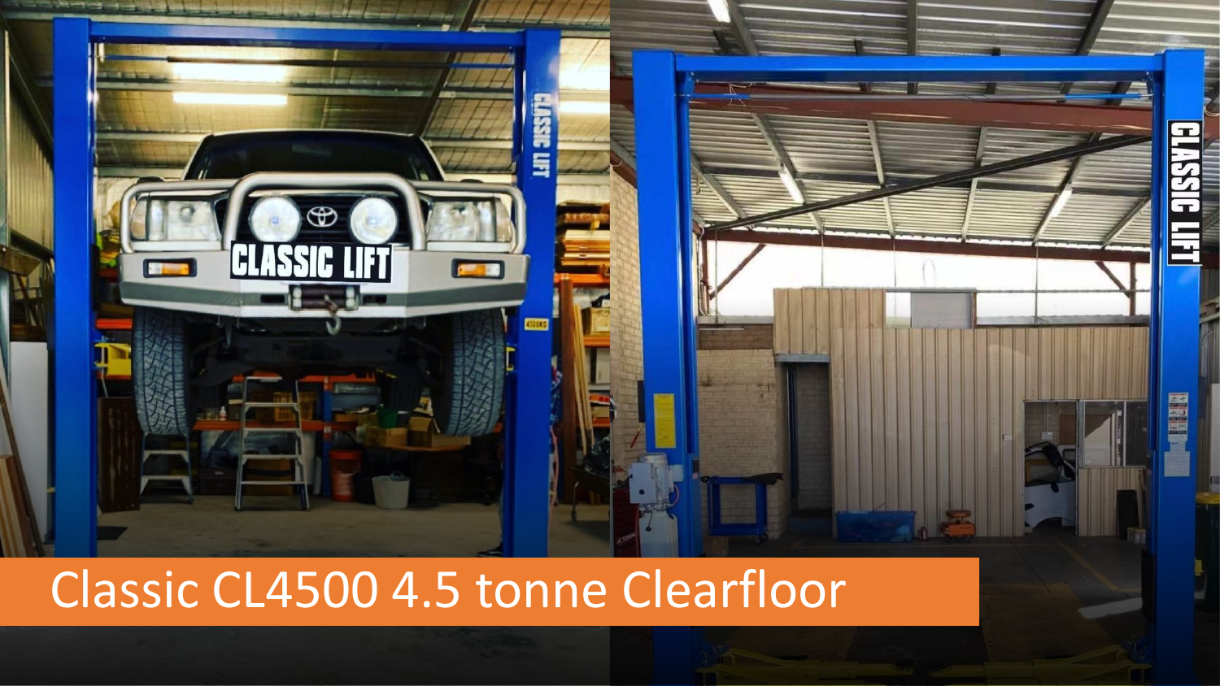# Classic CL4500 4.5 tonne Clearfloor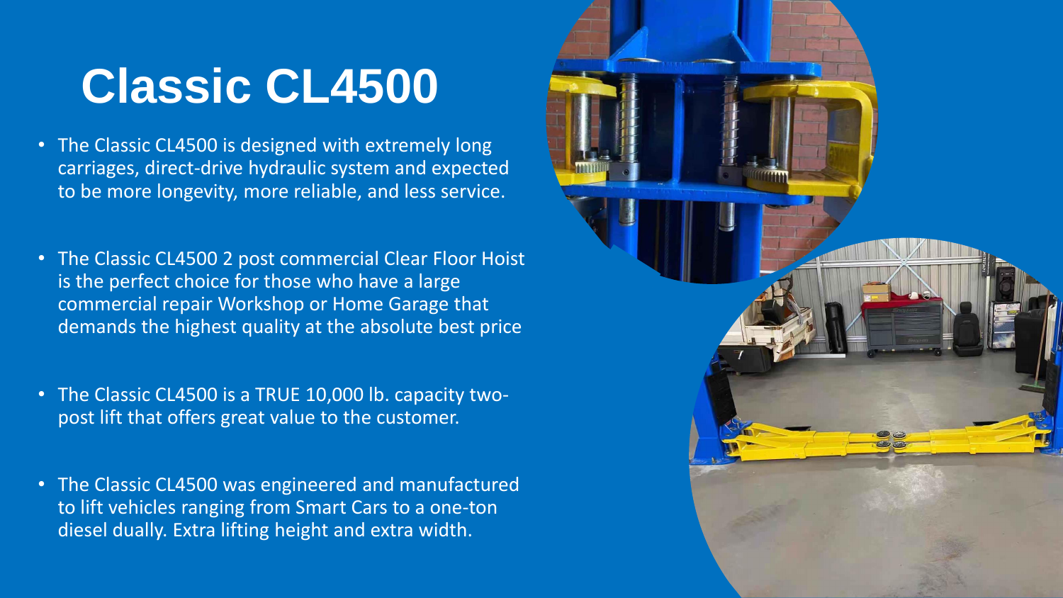# Classic CL4500

- The Classic CL4500 is designed with extremely long carriages, direct-drive hydraulic system and expected to be more longevity, more reliable, and less service.
- The Classic CL4500 2 post commercial Clear Floor Hoist is the perfect choice for those who have a large commercial repair Workshop or Home Garage that demands the highest quality at the absolute best price
- The Classic CL4500 is a TRUE 10,000 lb. capacity two-post lift that offers great value to the customer.
- The Classic CL4500 was engineered and manufactured to lift vehicles ranging from Smart Cars to a one-ton diesel dually. Extra lifting height and extra width.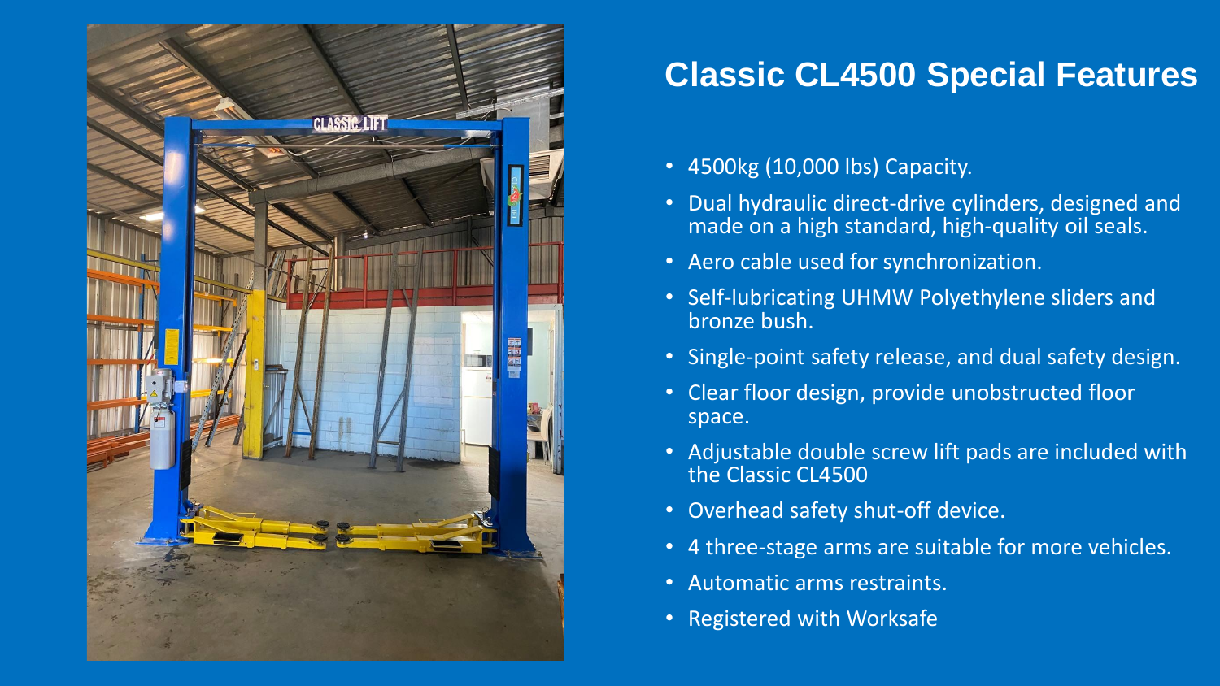# Classic CL4500 Special Features

- 4500kg (10,000 lbs) Capacity.
- Dual hydraulic direct-drive cylinders, designed and made on a high standard, high-quality oil seals.
- Aero cable used for synchronization.
- Self-lubricating UHMW Polyethylene sliders and bronze bush.
- Single-point safety release, and dual safety design.
- Clear floor design, provide unobstructed floor space.
- Adjustable double screw lift pads are included with the Classic CL4500
- Overhead safety shut-off device.
- 4 three-stage arms are suitable for more vehicles.
- Automatic arms restraints.
- Registered with Worksafe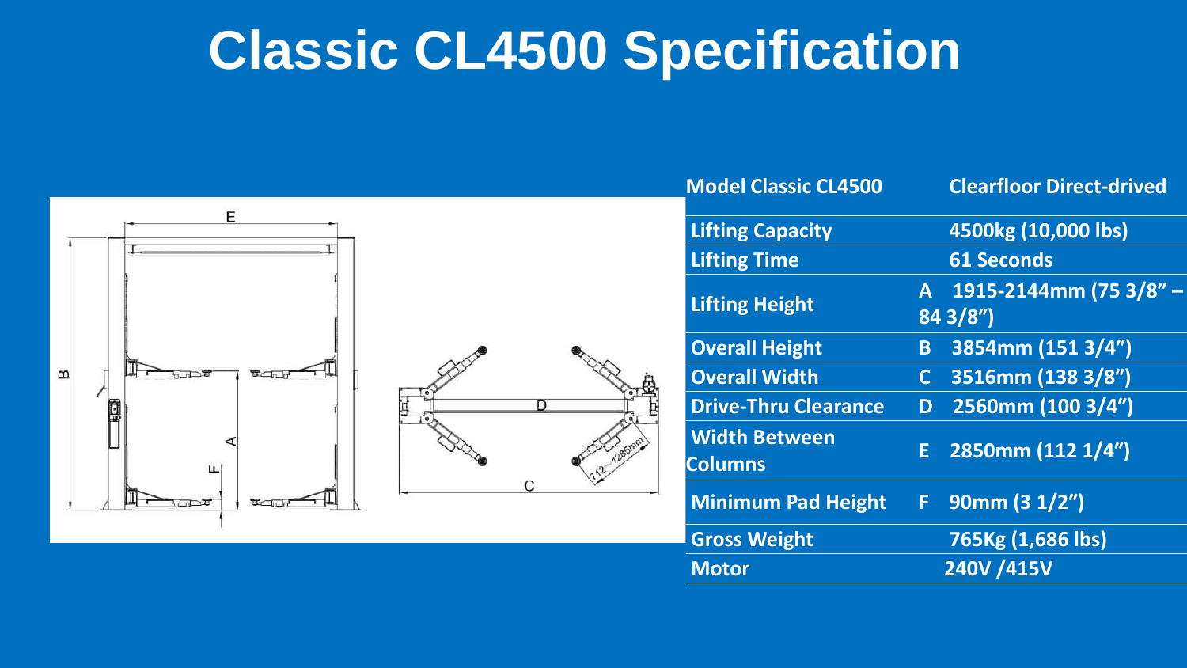# Classic CL4500 Specification

E

B

A

F

D

C

712~1285mm

| Model Classic CL4500 | | Clearfloor Direct-drived |
|---|---|---|
| Lifting Capacity | | 4500kg (10,000 lbs) |
| Lifting Time | | 61 Seconds |
| Lifting Height | A | 1915-2144mm (75 3/8" – 84 3/8") |
| Overall Height | B | 3854mm (151 3/4") |
| Overall Width | C | 3516mm (138 3/8") |
| Drive-Thru Clearance | D | 2560mm (100 3/4") |
| Width Between Columns | E | 2850mm (112 1/4") |
| Minimum Pad Height | F | 90mm (3 1/2") |
| Gross Weight | | 765Kg (1,686 lbs) |
| Motor | | 240V /415V |